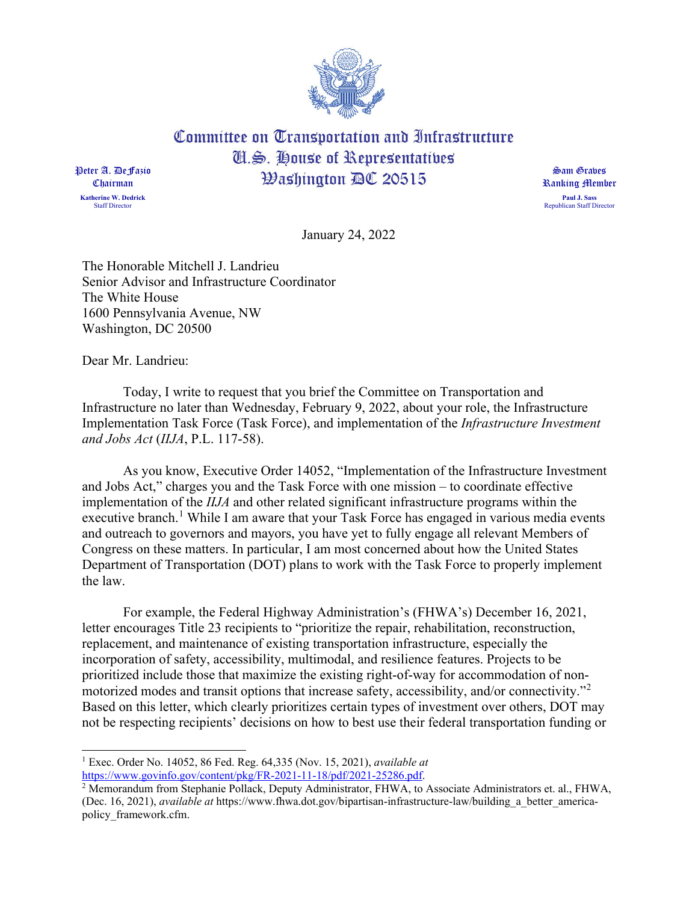# Committee on Transportation and Infrastructure
## U.S. House of Representatives
## Washington DC 20515

Peter A. DeFazio
Chairman

**Katherine W. Dedrick**
Staff Director

Sam Graves
Ranking Member

**Paul J. Sass**
Republican Staff Director

January 24, 2022

The Honorable Mitchell J. Landrieu
Senior Advisor and Infrastructure Coordinator
The White House
1600 Pennsylvania Avenue, NW
Washington, DC 20500

Dear Mr. Landrieu:

Today, I write to request that you brief the Committee on Transportation and Infrastructure no later than Wednesday, February 9, 2022, about your role, the Infrastructure Implementation Task Force (Task Force), and implementation of the *Infrastructure Investment and Jobs Act* (*IIJA*, P.L. 117-58).

As you know, Executive Order 14052, "Implementation of the Infrastructure Investment and Jobs Act," charges you and the Task Force with one mission – to coordinate effective implementation of the *IIJA* and other related significant infrastructure programs within the executive branch.[1] While I am aware that your Task Force has engaged in various media events and outreach to governors and mayors, you have yet to fully engage all relevant Members of Congress on these matters. In particular, I am most concerned about how the United States Department of Transportation (DOT) plans to work with the Task Force to properly implement the law.

For example, the Federal Highway Administration's (FHWA's) December 16, 2021, letter encourages Title 23 recipients to "prioritize the repair, rehabilitation, reconstruction, replacement, and maintenance of existing transportation infrastructure, especially the incorporation of safety, accessibility, multimodal, and resilience features. Projects to be prioritized include those that maximize the existing right-of-way for accommodation of non-motorized modes and transit options that increase safety, accessibility, and/or connectivity."[2] Based on this letter, which clearly prioritizes certain types of investment over others, DOT may not be respecting recipients' decisions on how to best use their federal transportation funding or

---

[1] Exec. Order No. 14052, 86 Fed. Reg. 64,335 (Nov. 15, 2021), *available at* https://www.govinfo.gov/content/pkg/FR-2021-11-18/pdf/2021-25286.pdf.

[2] Memorandum from Stephanie Pollack, Deputy Administrator, FHWA, to Associate Administrators et. al., FHWA, (Dec. 16, 2021), *available at* https://www.fhwa.dot.gov/bipartisan-infrastructure-law/building_a_better_america-policy_framework.cfm.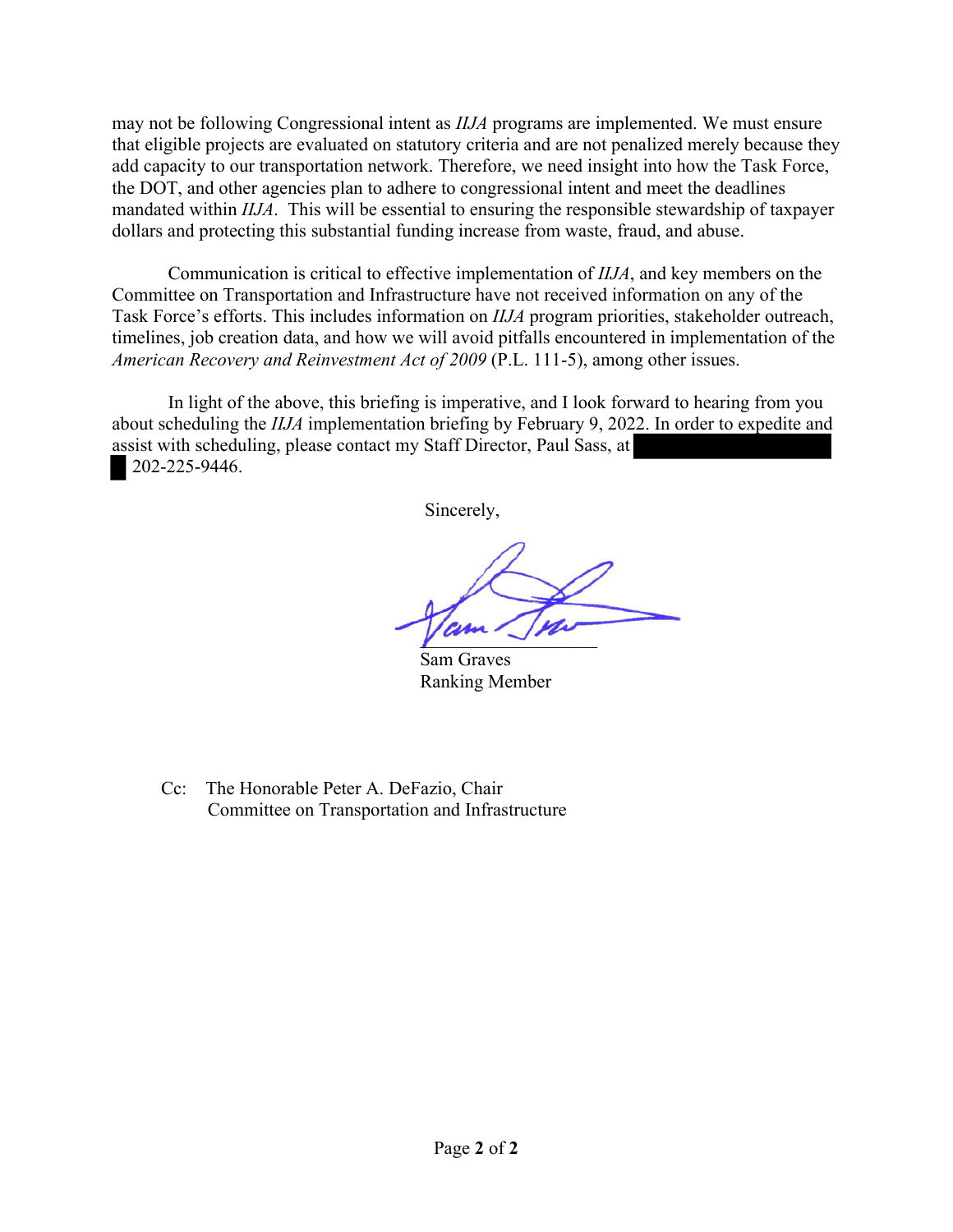may not be following Congressional intent as *IIJA* programs are implemented. We must ensure that eligible projects are evaluated on statutory criteria and are not penalized merely because they add capacity to our transportation network. Therefore, we need insight into how the Task Force, the DOT, and other agencies plan to adhere to congressional intent and meet the deadlines mandated within *IIJA*. This will be essential to ensuring the responsible stewardship of taxpayer dollars and protecting this substantial funding increase from waste, fraud, and abuse.

Communication is critical to effective implementation of *IIJA*, and key members on the Committee on Transportation and Infrastructure have not received information on any of the Task Force's efforts. This includes information on *IIJA* program priorities, stakeholder outreach, timelines, job creation data, and how we will avoid pitfalls encountered in implementation of the *American Recovery and Reinvestment Act of 2009* (P.L. 111-5), among other issues.

In light of the above, this briefing is imperative, and I look forward to hearing from you about scheduling the *IIJA* implementation briefing by February 9, 2022. In order to expedite and assist with scheduling, please contact my Staff Director, Paul Sass, at [REDACTED] [REDACTED] 202-225-9446.

Sincerely,

Sam Graves
Ranking Member

Cc: The Honorable Peter A. DeFazio, Chair
Committee on Transportation and Infrastructure